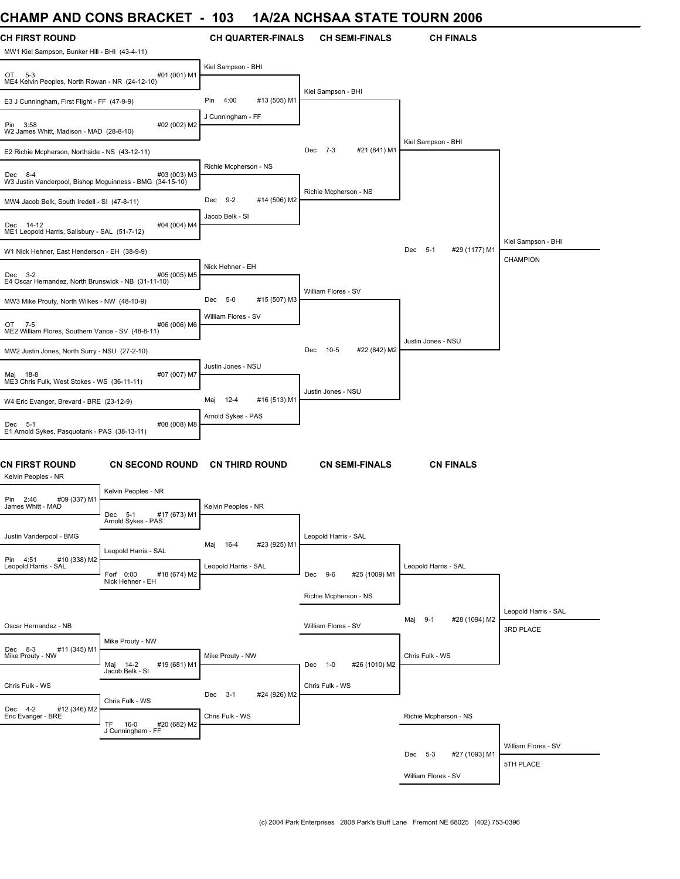# CHAMP AND CONS BRACKET - 103 1A/2A NCHSAA STATE TOURN 2006

## CH FIRST ROUND

| Match | Wrestler 1 | Wrestler 2 | Result |
|---|---|---|---|
| #01 (001) M1 | MW1 Kiel Sampson, Bunker Hill - BHI (43-4-11) | ME4 Kelvin Peoples, North Rowan - NR (24-12-10) | OT 5-3 |
| #02 (002) M2 | E3 J Cunningham, First Flight - FF (47-9-9) | W2 James Whitt, Madison - MAD (28-8-10) | Pin 3:58 |
| #03 (003) M3 | E2 Richie Mcpherson, Northside - NS (43-12-11) | W3 Justin Vanderpool, Bishop Mcguinness - BMG (34-15-10) | Dec 8-4 |
| #04 (004) M4 | MW4 Jacob Belk, South Iredell - SI (47-8-11) | ME1 Leopold Harris, Salisbury - SAL (51-7-12) | Dec 14-12 |
| #05 (005) M5 | W1 Nick Hehner, East Henderson - EH (38-9-9) | E4 Oscar Hernandez, North Brunswick - NB (31-11-10) | Dec 3-2 |
| #06 (006) M6 | MW3 Mike Prouty, North Wilkes - NW (48-10-9) | ME2 William Flores, Southern Vance - SV (48-8-11) | OT 7-5 |
| #07 (007) M7 | MW2 Justin Jones, North Surry - NSU (27-2-10) | ME3 Chris Fulk, West Stokes - WS (36-11-11) | Maj 18-8 |
| #08 (008) M8 | W4 Eric Evanger, Brevard - BRE (23-12-9) | E1 Arnold Sykes, Pasquotank - PAS (38-13-11) | Dec 5-1 |

## CH QUARTER-FINALS

| Match | Wrestler 1 | Wrestler 2 | Result |
|---|---|---|---|
| #13 (505) M1 | Kiel Sampson - BHI | J Cunningham - FF | Pin 4:00 |
| #14 (506) M2 | Richie Mcpherson - NS | Jacob Belk - SI | Dec 9-2 |
| #15 (507) M3 | Nick Hehner - EH | William Flores - SV | Dec 5-0 |
| #16 (513) M1 | Justin Jones - NSU | Arnold Sykes - PAS | Maj 12-4 |

## CH SEMI-FINALS

| Match | Wrestler 1 | Wrestler 2 | Result |
|---|---|---|---|
| #21 (841) M1 | Kiel Sampson - BHI | Richie Mcpherson - NS | Dec 7-3 |
| #22 (842) M2 | William Flores - SV | Justin Jones - NSU | Dec 10-5 |

## CH FINALS

| Match | Wrestler 1 | Wrestler 2 | Result |
|---|---|---|---|
| #29 (1177) M1 | Kiel Sampson - BHI | Justin Jones - NSU | Dec 5-1 |

**CHAMPION:** Kiel Sampson - BHI

## CN FIRST ROUND

| Match | Wrestler 1 | Wrestler 2 | Result |
|---|---|---|---|
| #09 (337) M1 | Kelvin Peoples - NR | James Whitt - MAD | Pin 2:46 |
| #10 (338) M2 | Justin Vanderpool - BMG | Leopold Harris - SAL | Pin 4:51 |
| #11 (345) M1 | Oscar Hernandez - NB | Mike Prouty - NW | Dec 8-3 |
| #12 (346) M2 | Chris Fulk - WS | Eric Evanger - BRE | Dec 4-2 |

## CN SECOND ROUND

| Match | Wrestler 1 | Wrestler 2 | Result |
|---|---|---|---|
| #17 (673) M1 | Kelvin Peoples - NR | Arnold Sykes - PAS | Dec 5-1 |
| #18 (674) M2 | Leopold Harris - SAL | Nick Hehner - EH | Forf 0:00 |
| #19 (681) M1 | Mike Prouty - NW | Jacob Belk - SI | Maj 14-2 |
| #20 (682) M2 | Chris Fulk - WS | J Cunningham - FF | TF 16-0 |

## CN THIRD ROUND

| Match | Wrestler 1 | Wrestler 2 | Result |
|---|---|---|---|
| #23 (925) M1 | Kelvin Peoples - NR | Leopold Harris - SAL | Maj 16-4 |
| #24 (926) M2 | Mike Prouty - NW | Chris Fulk - WS | Dec 3-1 |

## CN SEMI-FINALS

| Match | Wrestler 1 | Wrestler 2 | Result |
|---|---|---|---|
| #25 (1009) M1 | Leopold Harris - SAL | Richie Mcpherson - NS | Dec 9-6 |
| #26 (1010) M2 | William Flores - SV | Chris Fulk - WS | Dec 1-0 |

## CN FINALS

| Match | Wrestler 1 | Wrestler 2 | Result |
|---|---|---|---|
| #28 (1094) M2 | Leopold Harris - SAL | Chris Fulk - WS | Maj 9-1 |
| #27 (1093) M1 | Richie Mcpherson - NS | William Flores - SV | Dec 5-3 |

**3RD PLACE:** Leopold Harris - SAL

**5TH PLACE:** William Flores - SV

(c) 2004 Park Enterprises 2808 Park's Bluff Lane Fremont NE 68025 (402) 753-0396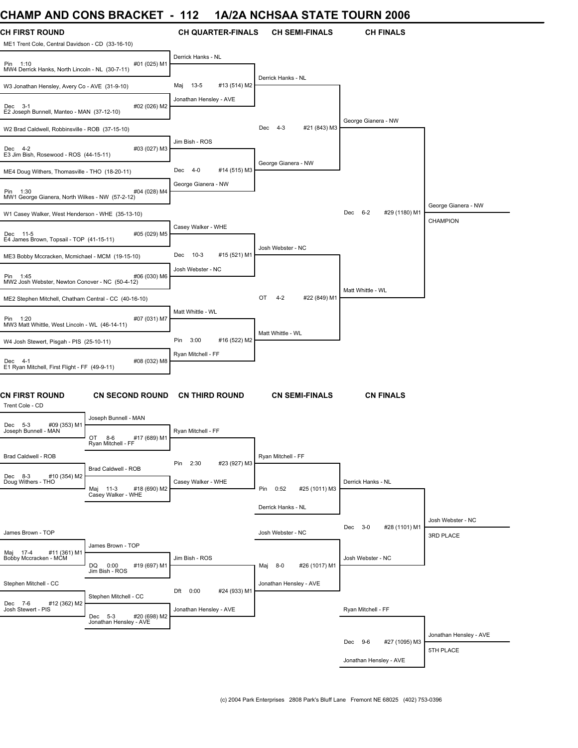# CHAMP AND CONS BRACKET - 112 1A/2A NCHSAA STATE TOURN 2006

## CH FIRST ROUND

| CH FIRST ROUND | CH QUARTER-FINALS | CH SEMI-FINALS | CH FINALS | |
|---|---|---|---|---|
| ME1 Trent Cole, Central Davidson - CD (33-16-10) | | | | |
| Pin 1:10 #01 (025) M1 | Derrick Hanks - NL | | | |
| MW4 Derrick Hanks, North Lincoln - NL (30-7-11) | | Derrick Hanks - NL | | |
| W3 Jonathan Hensley, Avery Co - AVE (31-9-10) | Maj 13-5 #13 (514) M2 | | | |
| Dec 3-1 #02 (026) M2 | Jonathan Hensley - AVE | | | |
| E2 Joseph Bunnell, Manteo - MAN (37-12-10) | | | George Gianera - NW | |
| W2 Brad Caldwell, Robbinsville - ROB (37-15-10) | | Dec 4-3 #21 (843) M3 | | |
| Dec 4-2 #03 (027) M3 | Jim Bish - ROS | | | |
| E3 Jim Bish, Rosewood - ROS (44-15-11) | | George Gianera - NW | | |
| ME4 Doug Withers, Thomasville - THO (18-20-11) | Dec 4-0 #14 (515) M3 | | | |
| Pin 1:30 #04 (028) M4 | George Gianera - NW | | | |
| MW1 George Gianera, North Wilkes - NW (57-2-12) | | | | George Gianera - NW |
| W1 Casey Walker, West Henderson - WHE (35-13-10) | | | Dec 6-2 #29 (1180) M1 | CHAMPION |
| Dec 11-5 #05 (029) M5 | Casey Walker - WHE | | | |
| E4 James Brown, Topsail - TOP (41-15-11) | | Josh Webster - NC | | |
| ME3 Bobby Mccracken, Mcmichael - MCM (19-15-10) | Dec 10-3 #15 (521) M1 | | | |
| Pin 1:45 #06 (030) M6 | Josh Webster - NC | | | |
| MW2 Josh Webster, Newton Conover - NC (50-4-12) | | | Matt Whittle - WL | |
| ME2 Stephen Mitchell, Chatham Central - CC (40-16-10) | | OT 4-2 #22 (849) M1 | | |
| Pin 1:20 #07 (031) M7 | Matt Whittle - WL | | | |
| MW3 Matt Whittle, West Lincoln - WL (46-14-11) | | Matt Whittle - WL | | |
| W4 Josh Stewart, Pisgah - PIS (25-10-11) | Pin 3:00 #16 (522) M2 | | | |
| Dec 4-1 #08 (032) M8 | Ryan Mitchell - FF | | | |
| E1 Ryan Mitchell, First Flight - FF (49-9-11) | | | | |

## CN FIRST ROUND

| CN FIRST ROUND | CN SECOND ROUND | CN THIRD ROUND | CN SEMI-FINALS | CN FINALS | |
|---|---|---|---|---|---|
| Trent Cole - CD | | | | | |
| Dec 5-3 #09 (353) M1 | Joseph Bunnell - MAN | | | | |
| Joseph Bunnell - MAN | OT 8-6 #17 (689) M1 | Ryan Mitchell - FF | | | |
| | Ryan Mitchell - FF | | | | |
| Brad Caldwell - ROB | | Pin 2:30 #23 (927) M3 | Ryan Mitchell - FF | | |
| Dec 8-3 #10 (354) M2 | Brad Caldwell - ROB | | | | |
| Doug Withers - THO | Maj 11-3 #18 (690) M2 | Casey Walker - WHE | Pin 0:52 #25 (1011) M3 | Derrick Hanks - NL | |
| | Casey Walker - WHE | | | | |
| | | | Derrick Hanks - NL | | |
| | | | | Dec 3-0 #28 (1101) M1 | Josh Webster - NC |
| James Brown - TOP | | | Josh Webster - NC | | 3RD PLACE |
| Maj 17-4 #11 (361) M1 | James Brown - TOP | | | | |
| Bobby Mccracken - MCM | DQ 0:00 #19 (697) M1 | Jim Bish - ROS | Maj 8-0 #26 (1017) M1 | Josh Webster - NC | |
| | Jim Bish - ROS | | | | |
| Stephen Mitchell - CC | | Dft 0:00 #24 (933) M1 | Jonathan Hensley - AVE | | |
| Dec 7-6 #12 (362) M2 | Stephen Mitchell - CC | | | | |
| Josh Stewert - PIS | Dec 5-3 #20 (698) M2 | Jonathan Hensley - AVE | | Ryan Mitchell - FF | |
| | Jonathan Hensley - AVE | | | | |
| | | | | Dec 9-6 #27 (1095) M3 | Jonathan Hensley - AVE |
| | | | | Jonathan Hensley - AVE | 5TH PLACE |

(c) 2004 Park Enterprises 2808 Park's Bluff Lane Fremont NE 68025 (402) 753-0396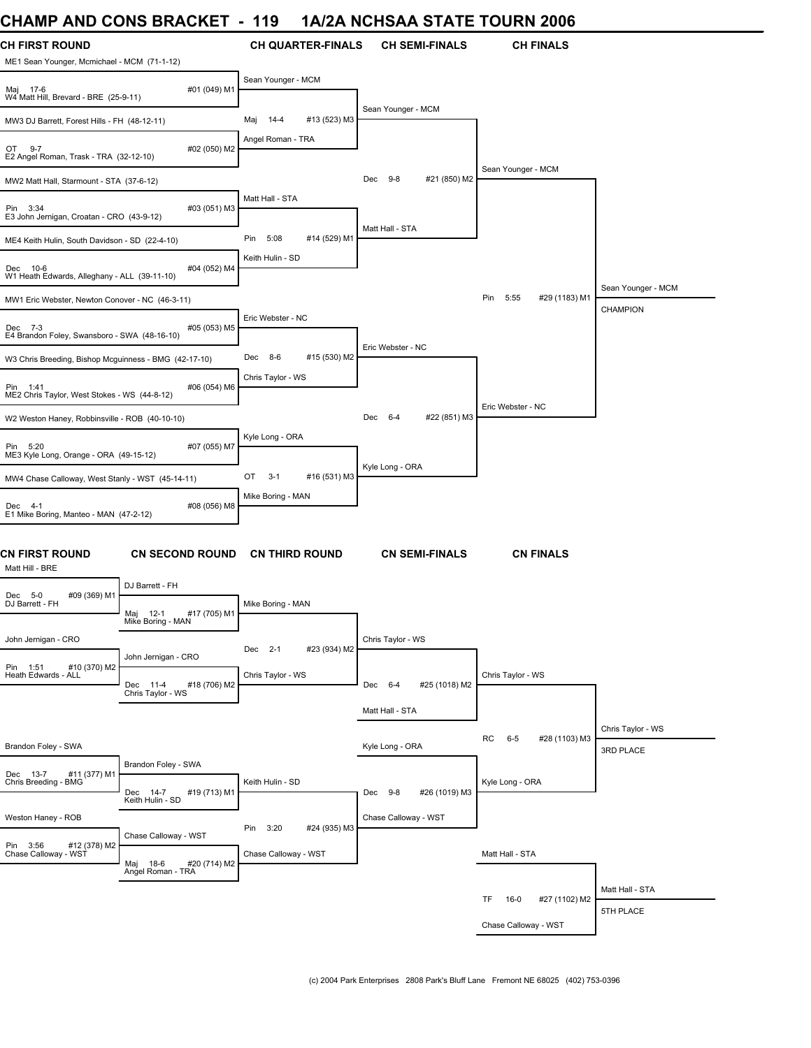# CHAMP AND CONS BRACKET - 119 1A/2A NCHSAA STATE TOURN 2006

## CH FIRST ROUND

- ME1 Sean Younger, Mcmichael - MCM (71-1-12)
- Maj 17-6 — #01 (049) M1
- W4 Matt Hill, Brevard - BRE (25-9-11)
- MW3 DJ Barrett, Forest Hills - FH (48-12-11)
- OT 9-7 — #02 (050) M2
- E2 Angel Roman, Trask - TRA (32-12-10)
- MW2 Matt Hall, Starmount - STA (37-6-12)
- Pin 3:34 — #03 (051) M3
- E3 John Jernigan, Croatan - CRO (43-9-12)
- ME4 Keith Hulin, South Davidson - SD (22-4-10)
- Dec 10-6 — #04 (052) M4
- W1 Heath Edwards, Alleghany - ALL (39-11-10)
- MW1 Eric Webster, Newton Conover - NC (46-3-11)
- Dec 7-3 — #05 (053) M5
- E4 Brandon Foley, Swansboro - SWA (48-16-10)
- W3 Chris Breeding, Bishop Mcguinness - BMG (42-17-10)
- Pin 1:41 — #06 (054) M6
- ME2 Chris Taylor, West Stokes - WS (44-8-12)
- W2 Weston Haney, Robbinsville - ROB (40-10-10)
- Pin 5:20 — #07 (055) M7
- ME3 Kyle Long, Orange - ORA (49-15-12)
- MW4 Chase Calloway, West Stanly - WST (45-14-11)
- Dec 4-1 — #08 (056) M8
- E1 Mike Boring, Manteo - MAN (47-2-12)

## CH QUARTER-FINALS

- Sean Younger - MCM
- Maj 14-4 — #13 (523) M3
- Angel Roman - TRA
- Matt Hall - STA
- Pin 5:08 — #14 (529) M1
- Keith Hulin - SD
- Eric Webster - NC
- Dec 8-6 — #15 (530) M2
- Chris Taylor - WS
- Kyle Long - ORA
- OT 3-1 — #16 (531) M3
- Mike Boring - MAN

## CH SEMI-FINALS

- Sean Younger - MCM
- Dec 9-8 — #21 (850) M2
- Matt Hall - STA
- Eric Webster - NC
- Dec 6-4 — #22 (851) M3
- Kyle Long - ORA

## CH FINALS

- Sean Younger - MCM
- Pin 5:55 — #29 (1183) M1
- Eric Webster - NC

**Sean Younger - MCM — CHAMPION**

## CN FIRST ROUND

- Matt Hill - BRE
- Dec 5-0 — #09 (369) M1
- DJ Barrett - FH
- John Jernigan - CRO
- Pin 1:51 — #10 (370) M2
- Heath Edwards - ALL
- Brandon Foley - SWA
- Dec 13-7 — #11 (377) M1
- Chris Breeding - BMG
- Weston Haney - ROB
- Pin 3:56 — #12 (378) M2
- Chase Calloway - WST

## CN SECOND ROUND

- DJ Barrett - FH
- Maj 12-1 — #17 (705) M1
- Mike Boring - MAN
- John Jernigan - CRO
- Dec 11-4 — #18 (706) M2
- Chris Taylor - WS
- Brandon Foley - SWA
- Dec 14-7 — #19 (713) M1
- Keith Hulin - SD
- Chase Calloway - WST
- Maj 18-6 — #20 (714) M2
- Angel Roman - TRA

## CN THIRD ROUND

- Mike Boring - MAN
- Dec 2-1 — #23 (934) M2
- Chris Taylor - WS
- Keith Hulin - SD
- Pin 3:20 — #24 (935) M3
- Chase Calloway - WST

## CN SEMI-FINALS

- Chris Taylor - WS
- Dec 6-4 — #25 (1018) M2
- Matt Hall - STA
- Kyle Long - ORA
- Dec 9-8 — #26 (1019) M3
- Chase Calloway - WST

## CN FINALS

- Chris Taylor - WS
- RC 6-5 — #28 (1103) M3
- Kyle Long - ORA

**Chris Taylor - WS — 3RD PLACE**

- Matt Hall - STA
- TF 16-0 — #27 (1102) M2
- Chase Calloway - WST

**Matt Hall - STA — 5TH PLACE**

(c) 2004 Park Enterprises 2808 Park's Bluff Lane Fremont NE 68025 (402) 753-0396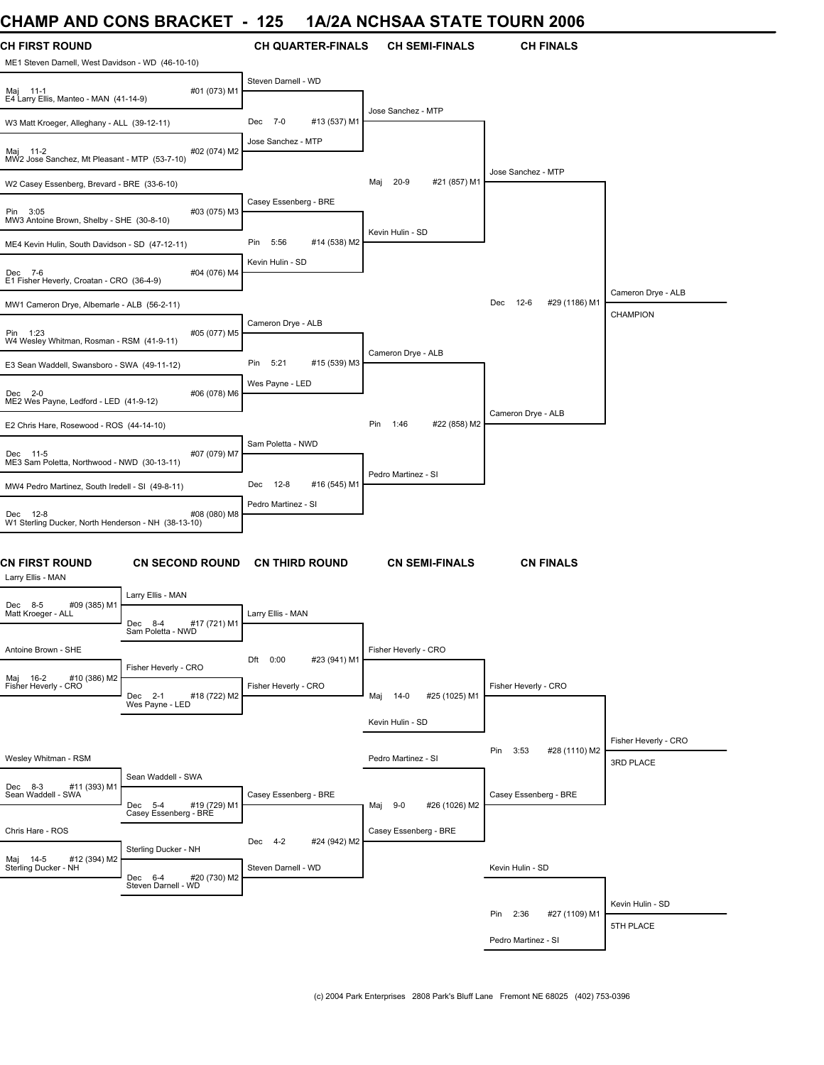# CHAMP AND CONS BRACKET - 125 1A/2A NCHSAA STATE TOURN 2006

## CH FIRST ROUND

| Bout | Wrestler 1 | Wrestler 2 | Result |
|---|---|---|---|
| #01 (073) M1 | ME1 Steven Darnell, West Davidson - WD (46-10-10) | E4 Larry Ellis, Manteo - MAN (41-14-9) | Maj 11-1 |
| #02 (074) M2 | W3 Matt Kroeger, Alleghany - ALL (39-12-11) | MW2 Jose Sanchez, Mt Pleasant - MTP (53-7-10) | Maj 11-2 |
| #03 (075) M3 | W2 Casey Essenberg, Brevard - BRE (33-6-10) | MW3 Antoine Brown, Shelby - SHE (30-8-10) | Pin 3:05 |
| #04 (076) M4 | ME4 Kevin Hulin, South Davidson - SD (47-12-11) | E1 Fisher Heverly, Croatan - CRO (36-4-9) | Dec 7-6 |
| #05 (077) M5 | MW1 Cameron Drye, Albemarle - ALB (56-2-11) | W4 Wesley Whitman, Rosman - RSM (41-9-11) | Pin 1:23 |
| #06 (078) M6 | E3 Sean Waddell, Swansboro - SWA (49-11-12) | ME2 Wes Payne, Ledford - LED (41-9-12) | Dec 2-0 |
| #07 (079) M7 | E2 Chris Hare, Rosewood - ROS (44-14-10) | ME3 Sam Poletta, Northwood - NWD (30-13-11) | Dec 11-5 |
| #08 (080) M8 | MW4 Pedro Martinez, South Iredell - SI (49-8-11) | W1 Sterling Ducker, North Henderson - NH (38-13-10) | Dec 12-8 |

## CH QUARTER-FINALS

| Bout | Wrestler 1 | Wrestler 2 | Result |
|---|---|---|---|
| #13 (537) M1 | Steven Darnell - WD | Jose Sanchez - MTP | Dec 7-0 |
| #14 (538) M2 | Casey Essenberg - BRE | Kevin Hulin - SD | Pin 5:56 |
| #15 (539) M3 | Cameron Drye - ALB | Wes Payne - LED | Pin 5:21 |
| #16 (545) M1 | Sam Poletta - NWD | Pedro Martinez - SI | Dec 12-8 |

## CH SEMI-FINALS

| Bout | Wrestler 1 | Wrestler 2 | Result |
|---|---|---|---|
| #21 (857) M1 | Jose Sanchez - MTP | Kevin Hulin - SD | Maj 20-9 |
| #22 (858) M2 | Cameron Drye - ALB | Pedro Martinez - SI | Pin 1:46 |

## CH FINALS

| Bout | Wrestler 1 | Wrestler 2 | Result |
|---|---|---|---|
| #29 (1186) M1 | Jose Sanchez - MTP | Cameron Drye - ALB | Dec 12-6 |

**Cameron Drye - ALB — CHAMPION**

## CN FIRST ROUND

| Bout | Wrestler 1 | Wrestler 2 | Result |
|---|---|---|---|
| #09 (385) M1 | Larry Ellis - MAN | Matt Kroeger - ALL | Dec 8-5 |
| #10 (386) M2 | Antoine Brown - SHE | Fisher Heverly - CRO | Maj 16-2 |
| #11 (393) M1 | Wesley Whitman - RSM | Sean Waddell - SWA | Dec 8-3 |
| #12 (394) M2 | Chris Hare - ROS | Sterling Ducker - NH | Maj 14-5 |

## CN SECOND ROUND

| Bout | Wrestler 1 | Wrestler 2 | Result |
|---|---|---|---|
| #17 (721) M1 | Larry Ellis - MAN | Sam Poletta - NWD | Dec 8-4 |
| #18 (722) M2 | Fisher Heverly - CRO | Wes Payne - LED | Dec 2-1 |
| #19 (729) M1 | Sean Waddell - SWA | Casey Essenberg - BRE | Dec 5-4 |
| #20 (730) M2 | Sterling Ducker - NH | Steven Darnell - WD | Dec 6-4 |

## CN THIRD ROUND

| Bout | Wrestler 1 | Wrestler 2 | Result |
|---|---|---|---|
| #23 (941) M1 | Larry Ellis - MAN | Fisher Heverly - CRO | Dft 0:00 |
| #24 (942) M2 | Casey Essenberg - BRE | Steven Darnell - WD | Dec 4-2 |

## CN SEMI-FINALS

| Bout | Wrestler 1 | Wrestler 2 | Result |
|---|---|---|---|
| #25 (1025) M1 | Fisher Heverly - CRO | Kevin Hulin - SD | Maj 14-0 |
| #26 (1026) M2 | Pedro Martinez - SI | Casey Essenberg - BRE | Maj 9-0 |

## CN FINALS

| Bout | Wrestler 1 | Wrestler 2 | Result |
|---|---|---|---|
| #28 (1110) M2 | Fisher Heverly - CRO | Casey Essenberg - BRE | Pin 3:53 |
| #27 (1109) M1 | Kevin Hulin - SD | Pedro Martinez - SI | Pin 2:36 |

**Fisher Heverly - CRO — 3RD PLACE**

**Kevin Hulin - SD — 5TH PLACE**

(c) 2004 Park Enterprises 2808 Park's Bluff Lane Fremont NE 68025 (402) 753-0396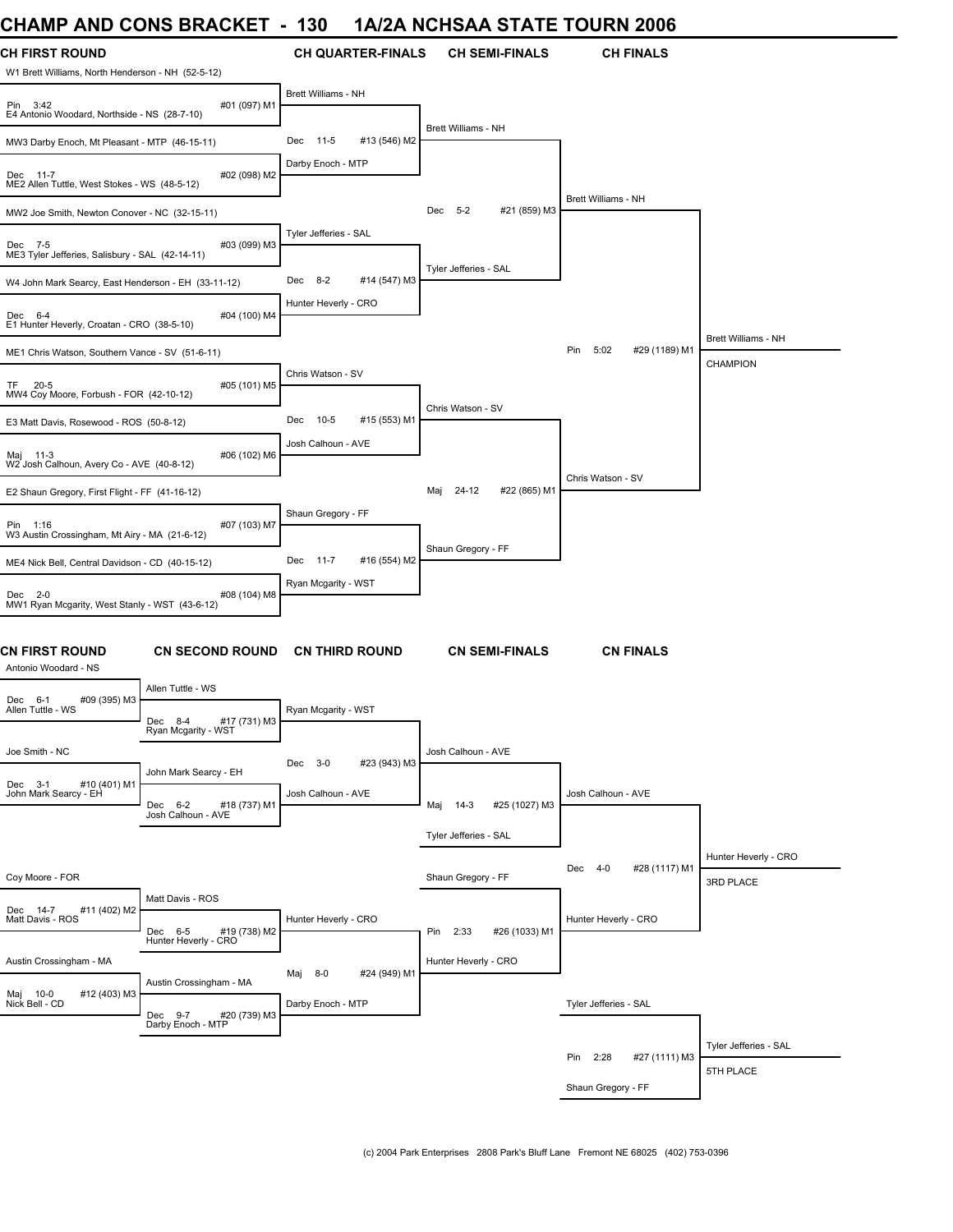# CHAMP AND CONS BRACKET - 130 1A/2A NCHSAA STATE TOURN 2006

## CH FIRST ROUND

| Bout | Wrestler 1 | Result | Wrestler 2 |
|---|---|---|---|
| #01 (097) M1 | W1 Brett Williams, North Henderson - NH (52-5-12) | Pin 3:42 | E4 Antonio Woodard, Northside - NS (28-7-10) |
| #02 (098) M2 | MW3 Darby Enoch, Mt Pleasant - MTP (46-15-11) | Dec 11-7 | ME2 Allen Tuttle, West Stokes - WS (48-5-12) |
| #03 (099) M3 | MW2 Joe Smith, Newton Conover - NC (32-15-11) | Dec 7-5 | ME3 Tyler Jefferies, Salisbury - SAL (42-14-11) |
| #04 (100) M4 | W4 John Mark Searcy, East Henderson - EH (33-11-12) | Dec 6-4 | E1 Hunter Heverly, Croatan - CRO (38-5-10) |
| #05 (101) M5 | ME1 Chris Watson, Southern Vance - SV (51-6-11) | TF 20-5 | MW4 Coy Moore, Forbush - FOR (42-10-12) |
| #06 (102) M6 | E3 Matt Davis, Rosewood - ROS (50-8-12) | Maj 11-3 | W2 Josh Calhoun, Avery Co - AVE (40-8-12) |
| #07 (103) M7 | E2 Shaun Gregory, First Flight - FF (41-16-12) | Pin 1:16 | W3 Austin Crossingham, Mt Airy - MA (21-6-12) |
| #08 (104) M8 | ME4 Nick Bell, Central Davidson - CD (40-15-12) | Dec 2-0 | MW1 Ryan Mcgarity, West Stanly - WST (43-6-12) |

## CH QUARTER-FINALS

| Bout | Winner | Result | Opponent |
|---|---|---|---|
| #13 (546) M2 | Brett Williams - NH | Dec 11-5 | Darby Enoch - MTP |
| #14 (547) M3 | Tyler Jefferies - SAL | Dec 8-2 | Hunter Heverly - CRO |
| #15 (553) M1 | Chris Watson - SV | Dec 10-5 | Josh Calhoun - AVE |
| #16 (554) M2 | Shaun Gregory - FF | Dec 11-7 | Ryan Mcgarity - WST |

## CH SEMI-FINALS

| Bout | Winner | Result | Opponent |
|---|---|---|---|
| #21 (859) M3 | Brett Williams - NH | Dec 5-2 | Tyler Jefferies - SAL |
| #22 (865) M1 | Chris Watson - SV | Maj 24-12 | Shaun Gregory - FF |

## CH FINALS

| Bout | Winner | Result | Opponent |
|---|---|---|---|
| #29 (1189) M1 | Brett Williams - NH | Pin 5:02 | Chris Watson - SV |

**Brett Williams - NH — CHAMPION**

## CN FIRST ROUND

| Bout | Wrestler 1 | Result | Wrestler 2 |
|---|---|---|---|
| #09 (395) M3 | Antonio Woodard - NS | Dec 6-1 | Allen Tuttle - WS |
| #10 (401) M1 | Joe Smith - NC | Dec 3-1 | John Mark Searcy - EH |
| #11 (402) M2 | Coy Moore - FOR | Dec 14-7 | Matt Davis - ROS |
| #12 (403) M3 | Austin Crossingham - MA | Maj 10-0 | Nick Bell - CD |

## CN SECOND ROUND

| Bout | Wrestler 1 | Result | Wrestler 2 |
|---|---|---|---|
| #17 (731) M3 | Allen Tuttle - WS | Dec 8-4 | Ryan Mcgarity - WST |
| #18 (737) M1 | John Mark Searcy - EH | Dec 6-2 | Josh Calhoun - AVE |
| #19 (738) M2 | Matt Davis - ROS | Dec 6-5 | Hunter Heverly - CRO |
| #20 (739) M3 | Austin Crossingham - MA | Dec 9-7 | Darby Enoch - MTP |

## CN THIRD ROUND

| Bout | Wrestler 1 | Result | Wrestler 2 |
|---|---|---|---|
| #23 (943) M3 | Ryan Mcgarity - WST | Dec 3-0 | Josh Calhoun - AVE |
| #24 (949) M1 | Hunter Heverly - CRO | Maj 8-0 | Darby Enoch - MTP |

## CN SEMI-FINALS

| Bout | Wrestler 1 | Result | Wrestler 2 |
|---|---|---|---|
| #25 (1027) M3 | Josh Calhoun - AVE | Maj 14-3 | Tyler Jefferies - SAL |
| #26 (1033) M1 | Shaun Gregory - FF | Pin 2:33 | Hunter Heverly - CRO |

## CN FINALS

| Bout | Wrestler 1 | Result | Wrestler 2 |
|---|---|---|---|
| #28 (1117) M1 | Josh Calhoun - AVE | Dec 4-0 | Hunter Heverly - CRO |
| #27 (1111) M3 | Tyler Jefferies - SAL | Pin 2:28 | Shaun Gregory - FF |

**Hunter Heverly - CRO — 3RD PLACE**

**Tyler Jefferies - SAL — 5TH PLACE**

(c) 2004 Park Enterprises 2808 Park's Bluff Lane Fremont NE 68025 (402) 753-0396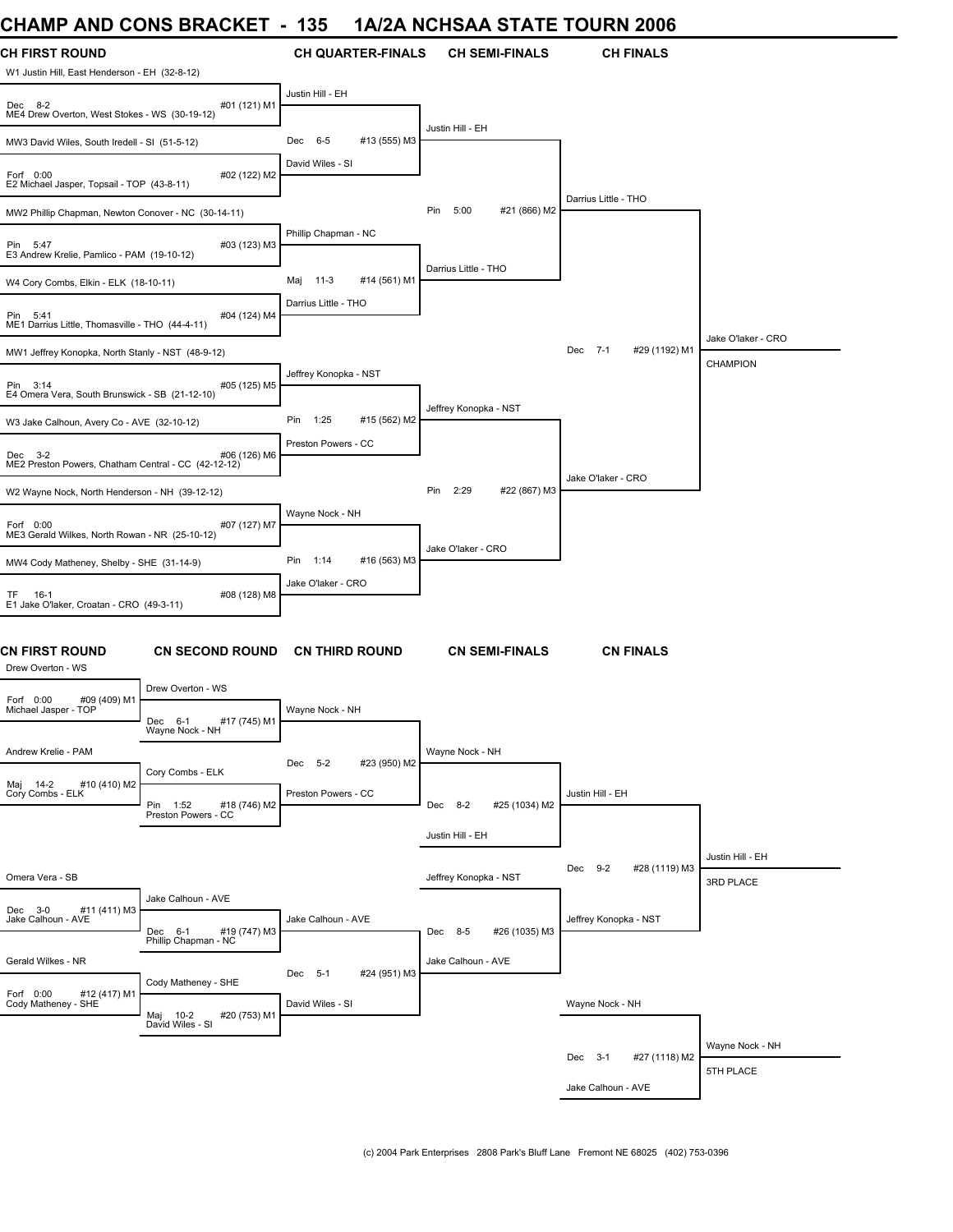# CHAMP AND CONS BRACKET - 135 1A/2A NCHSAA STATE TOURN 2006

## CH FIRST ROUND

W1 Justin Hill, East Henderson - EH (32-8-12)
Dec 8-2 #01 (121) M1
ME4 Drew Overton, West Stokes - WS (30-19-12)

MW3 David Wiles, South Iredell - SI (51-5-12)
Forf 0:00 #02 (122) M2
E2 Michael Jasper, Topsail - TOP (43-8-11)

MW2 Phillip Chapman, Newton Conover - NC (30-14-11)
Pin 5:47 #03 (123) M3
E3 Andrew Krelie, Pamlico - PAM (19-10-12)

W4 Cory Combs, Elkin - ELK (18-10-11)
Pin 5:41 #04 (124) M4
ME1 Darrius Little, Thomasville - THO (44-4-11)

MW1 Jeffrey Konopka, North Stanly - NST (48-9-12)
Pin 3:14 #05 (125) M5
E4 Omera Vera, South Brunswick - SB (21-12-10)

W3 Jake Calhoun, Avery Co - AVE (32-10-12)
Dec 3-2 #06 (126) M6
ME2 Preston Powers, Chatham Central - CC (42-12-12)

W2 Wayne Nock, North Henderson - NH (39-12-12)
Forf 0:00 #07 (127) M7
ME3 Gerald Wilkes, North Rowan - NR (25-10-12)

MW4 Cody Matheney, Shelby - SHE (31-14-9)
TF 16-1 #08 (128) M8
E1 Jake O'laker, Croatan - CRO (49-3-11)

## CH QUARTER-FINALS

Justin Hill - EH
Dec 6-5 #13 (555) M3
David Wiles - SI

Phillip Chapman - NC
Maj 11-3 #14 (561) M1
Darrius Little - THO

Jeffrey Konopka - NST
Pin 1:25 #15 (562) M2
Preston Powers - CC

Wayne Nock - NH
Pin 1:14 #16 (563) M3
Jake O'laker - CRO

## CH SEMI-FINALS

Justin Hill - EH
Pin 5:00 #21 (866) M2
Darrius Little - THO

Jeffrey Konopka - NST
Pin 2:29 #22 (867) M3
Jake O'laker - CRO

## CH FINALS

Darrius Little - THO
Dec 7-1 #29 (1192) M1
Jake O'laker - CRO

Jake O'laker - CRO
CHAMPION

## CN FIRST ROUND

Drew Overton - WS
Forf 0:00 #09 (409) M1
Michael Jasper - TOP

Andrew Krelie - PAM
Maj 14-2 #10 (410) M2
Cory Combs - ELK

Omera Vera - SB
Dec 3-0 #11 (411) M3
Jake Calhoun - AVE

Gerald Wilkes - NR
Forf 0:00 #12 (417) M1
Cody Matheney - SHE

## CN SECOND ROUND

Drew Overton - WS
Dec 6-1 #17 (745) M1
Wayne Nock - NH

Cory Combs - ELK
Pin 1:52 #18 (746) M2
Preston Powers - CC

Jake Calhoun - AVE
Dec 6-1 #19 (747) M3
Phillip Chapman - NC

Cody Matheney - SHE
Maj 10-2 #20 (753) M1
David Wiles - SI

## CN THIRD ROUND

Wayne Nock - NH
Dec 5-2 #23 (950) M2
Preston Powers - CC

Jake Calhoun - AVE
Dec 5-1 #24 (951) M3
David Wiles - SI

## CN SEMI-FINALS

Wayne Nock - NH
Dec 8-2 #25 (1034) M2
Justin Hill - EH

Jeffrey Konopka - NST
Dec 8-5 #26 (1035) M3
Jake Calhoun - AVE

## CN FINALS

Justin Hill - EH
Dec 9-2 #28 (1119) M3
Jeffrey Konopka - NST

Justin Hill - EH
3RD PLACE

Wayne Nock - NH
Dec 3-1 #27 (1118) M2
Jake Calhoun - AVE

Wayne Nock - NH
5TH PLACE

(c) 2004 Park Enterprises 2808 Park's Bluff Lane Fremont NE 68025 (402) 753-0396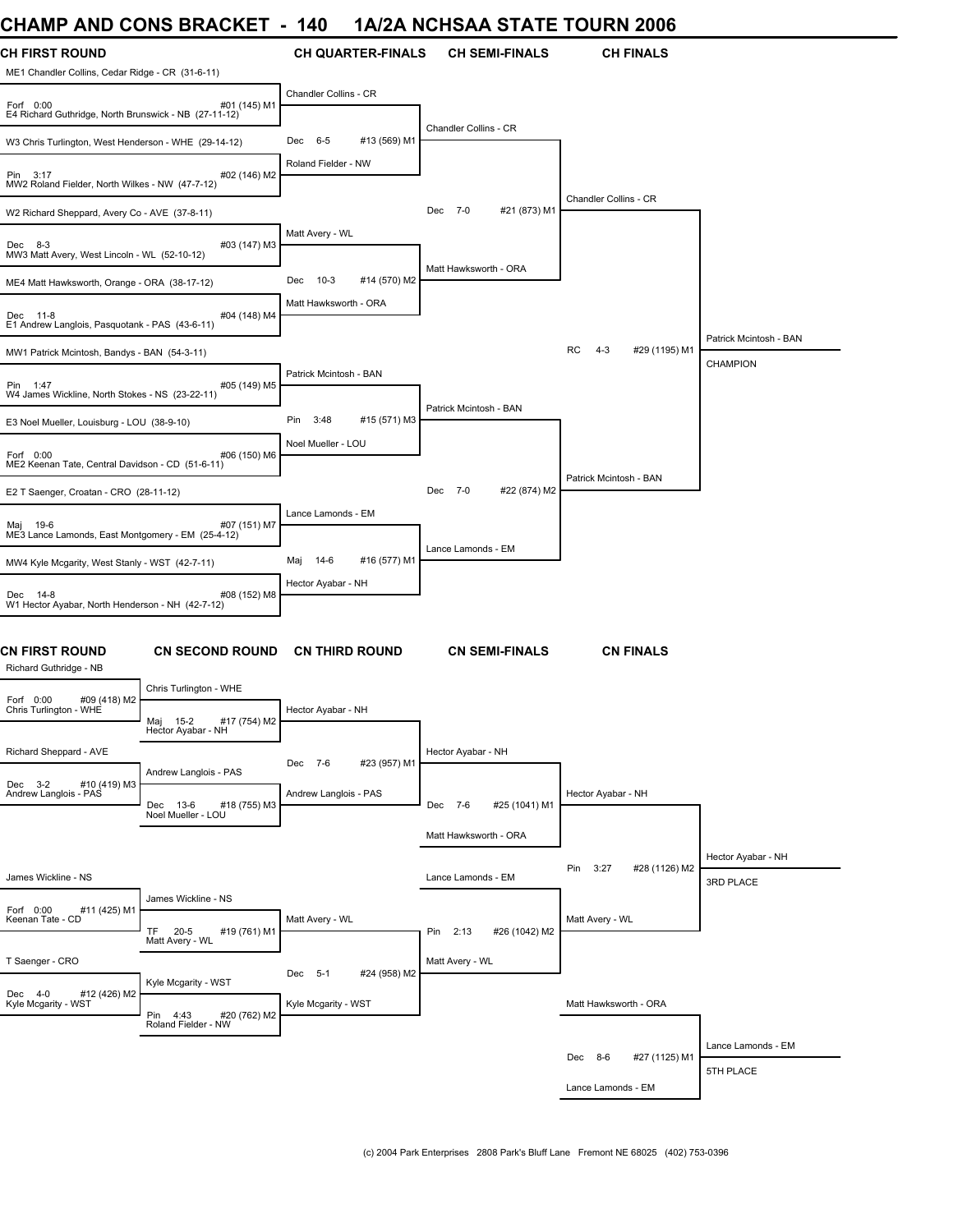# CHAMP AND CONS BRACKET - 140 1A/2A NCHSAA STATE TOURN 2006

## CH FIRST ROUND

| Bout | Wrestler 1 | Wrestler 2 | Result | Winner |
|---|---|---|---|---|
| #01 (145) M1 | ME1 Chandler Collins, Cedar Ridge - CR (31-6-11) | E4 Richard Guthridge, North Brunswick - NB (27-11-12) | Forf 0:00 | Chandler Collins - CR |
| #02 (146) M2 | W3 Chris Turlington, West Henderson - WHE (29-14-12) | MW2 Roland Fielder, North Wilkes - NW (47-7-12) | Pin 3:17 | Roland Fielder - NW |
| #03 (147) M3 | W2 Richard Sheppard, Avery Co - AVE (37-8-11) | MW3 Matt Avery, West Lincoln - WL (52-10-12) | Dec 8-3 | Matt Avery - WL |
| #04 (148) M4 | ME4 Matt Hawksworth, Orange - ORA (38-17-12) | E1 Andrew Langlois, Pasquotank - PAS (43-6-11) | Dec 11-8 | Matt Hawksworth - ORA |
| #05 (149) M5 | MW1 Patrick Mcintosh, Bandys - BAN (54-3-11) | W4 James Wickline, North Stokes - NS (23-22-11) | Pin 1:47 | Patrick Mcintosh - BAN |
| #06 (150) M6 | E3 Noel Mueller, Louisburg - LOU (38-9-10) | ME2 Keenan Tate, Central Davidson - CD (51-6-11) | Forf 0:00 | Noel Mueller - LOU |
| #07 (151) M7 | E2 T Saenger, Croatan - CRO (28-11-12) | ME3 Lance Lamonds, East Montgomery - EM (25-4-12) | Maj 19-6 | Lance Lamonds - EM |
| #08 (152) M8 | MW4 Kyle Mcgarity, West Stanly - WST (42-7-11) | W1 Hector Ayabar, North Henderson - NH (42-7-12) | Dec 14-8 | Hector Ayabar - NH |

## CH QUARTER-FINALS

| Bout | Wrestler 1 | Wrestler 2 | Result | Winner |
|---|---|---|---|---|
| #13 (569) M1 | Chandler Collins - CR | Roland Fielder - NW | Dec 6-5 | Chandler Collins - CR |
| #14 (570) M2 | Matt Avery - WL | Matt Hawksworth - ORA | Dec 10-3 | Matt Hawksworth - ORA |
| #15 (571) M3 | Patrick Mcintosh - BAN | Noel Mueller - LOU | Pin 3:48 | Patrick Mcintosh - BAN |
| #16 (577) M1 | Lance Lamonds - EM | Hector Ayabar - NH | Maj 14-6 | Lance Lamonds - EM |

## CH SEMI-FINALS

| Bout | Wrestler 1 | Wrestler 2 | Result | Winner |
|---|---|---|---|---|
| #21 (873) M1 | Chandler Collins - CR | Matt Hawksworth - ORA | Dec 7-0 | Chandler Collins - CR |
| #22 (874) M2 | Patrick Mcintosh - BAN | Lance Lamonds - EM | Dec 7-0 | Patrick Mcintosh - BAN |

## CH FINALS

| Bout | Wrestler 1 | Wrestler 2 | Result | Winner |
|---|---|---|---|---|
| #29 (1195) M1 | Chandler Collins - CR | Patrick Mcintosh - BAN | RC 4-3 | Patrick Mcintosh - BAN — CHAMPION |

## CN FIRST ROUND

| Bout | Wrestler 1 | Wrestler 2 | Result |
|---|---|---|---|
| #09 (418) M2 | Richard Guthridge - NB | Chris Turlington - WHE | Forf 0:00 |
| #10 (419) M3 | Richard Sheppard - AVE | Andrew Langlois - PAS | Dec 3-2 |
| #11 (425) M1 | James Wickline - NS | Keenan Tate - CD | Forf 0:00 |
| #12 (426) M2 | T Saenger - CRO | Kyle Mcgarity - WST | Dec 4-0 |

## CN SECOND ROUND

| Bout | Wrestler 1 | Wrestler 2 | Result |
|---|---|---|---|
| #17 (754) M2 | Chris Turlington - WHE | Hector Ayabar - NH | Maj 15-2 |
| #18 (755) M3 | Andrew Langlois - PAS | Noel Mueller - LOU | Dec 13-6 |
| #19 (761) M1 | James Wickline - NS | Matt Avery - WL | TF 20-5 |
| #20 (762) M2 | Kyle Mcgarity - WST | Roland Fielder - NW | Pin 4:43 |

## CN THIRD ROUND

| Bout | Wrestler 1 | Wrestler 2 | Result | Winner |
|---|---|---|---|---|
| #23 (957) M1 | Hector Ayabar - NH | Andrew Langlois - PAS | Dec 7-6 | Hector Ayabar - NH |
| #24 (958) M2 | Matt Avery - WL | Kyle Mcgarity - WST | Dec 5-1 | Matt Avery - WL |

## CN SEMI-FINALS

| Bout | Wrestler 1 | Wrestler 2 | Result | Winner |
|---|---|---|---|---|
| #25 (1041) M1 | Hector Ayabar - NH | Matt Hawksworth - ORA | Dec 7-6 | Hector Ayabar - NH |
| #26 (1042) M2 | Lance Lamonds - EM | Matt Avery - WL | Pin 2:13 | Matt Avery - WL |

## CN FINALS

| Bout | Wrestler 1 | Wrestler 2 | Result | Winner |
|---|---|---|---|---|
| #28 (1126) M2 | Hector Ayabar - NH | Matt Avery - WL | Pin 3:27 | Hector Ayabar - NH — 3RD PLACE |
| #27 (1125) M1 | Matt Hawksworth - ORA | Lance Lamonds - EM | Dec 8-6 | Lance Lamonds - EM — 5TH PLACE |

(c) 2004 Park Enterprises 2808 Park's Bluff Lane Fremont NE 68025 (402) 753-0396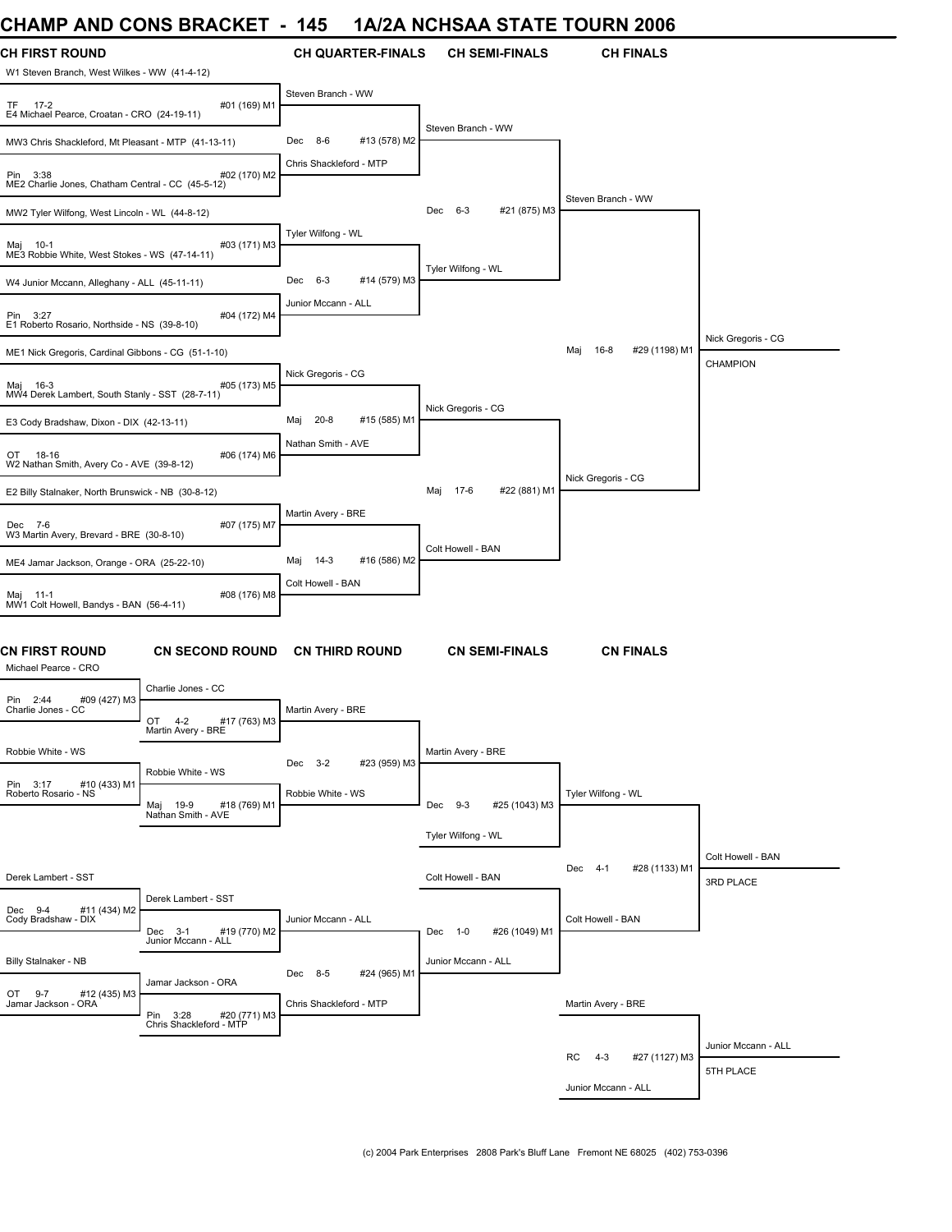# CHAMP AND CONS BRACKET - 145 1A/2A NCHSAA STATE TOURN 2006

## CH FIRST ROUND

| Bout | Wrestler 1 | Wrestler 2 | Result |
|---|---|---|---|
| #01 (169) M1 | W1 Steven Branch, West Wilkes - WW (41-4-12) | E4 Michael Pearce, Croatan - CRO (24-19-11) | TF 17-2 |
| #02 (170) M2 | MW3 Chris Shackleford, Mt Pleasant - MTP (41-13-11) | ME2 Charlie Jones, Chatham Central - CC (45-5-12) | Pin 3:38 |
| #03 (171) M3 | MW2 Tyler Wilfong, West Lincoln - WL (44-8-12) | ME3 Robbie White, West Stokes - WS (47-14-11) | Maj 10-1 |
| #04 (172) M4 | W4 Junior Mccann, Alleghany - ALL (45-11-11) | E1 Roberto Rosario, Northside - NS (39-8-10) | Pin 3:27 |
| #05 (173) M5 | ME1 Nick Gregoris, Cardinal Gibbons - CG (51-1-10) | MW4 Derek Lambert, South Stanly - SST (28-7-11) | Maj 16-3 |
| #06 (174) M6 | E3 Cody Bradshaw, Dixon - DIX (42-13-11) | W2 Nathan Smith, Avery Co - AVE (39-8-12) | OT 18-16 |
| #07 (175) M7 | E2 Billy Stalnaker, North Brunswick - NB (30-8-12) | W3 Martin Avery, Brevard - BRE (30-8-10) | Dec 7-6 |
| #08 (176) M8 | ME4 Jamar Jackson, Orange - ORA (25-22-10) | MW1 Colt Howell, Bandys - BAN (56-4-11) | Maj 11-1 |

## CH QUARTER-FINALS

| Bout | Wrestler 1 | Wrestler 2 | Result | Winner |
|---|---|---|---|---|
| #13 (578) M2 | Steven Branch - WW | Chris Shackleford - MTP | Dec 8-6 | Steven Branch - WW |
| #14 (579) M3 | Tyler Wilfong - WL | Junior Mccann - ALL | Dec 6-3 | Tyler Wilfong - WL |
| #15 (585) M1 | Nick Gregoris - CG | Nathan Smith - AVE | Maj 20-8 | Nick Gregoris - CG |
| #16 (586) M2 | Martin Avery - BRE | Colt Howell - BAN | Maj 14-3 | Colt Howell - BAN |

## CH SEMI-FINALS

| Bout | Wrestler 1 | Wrestler 2 | Result | Winner |
|---|---|---|---|---|
| #21 (875) M3 | Steven Branch - WW | Tyler Wilfong - WL | Dec 6-3 | Steven Branch - WW |
| #22 (881) M1 | Nick Gregoris - CG | Colt Howell - BAN | Maj 17-6 | Nick Gregoris - CG |

## CH FINALS

| Bout | Wrestler 1 | Wrestler 2 | Result | Winner |
|---|---|---|---|---|
| #29 (1198) M1 | Steven Branch - WW | Nick Gregoris - CG | Maj 16-8 | Nick Gregoris - CG — CHAMPION |

## CN FIRST ROUND

| Bout | Wrestler 1 | Wrestler 2 | Result | Winner |
|---|---|---|---|---|
| #09 (427) M3 | Michael Pearce - CRO | Charlie Jones - CC | Pin 2:44 | Charlie Jones - CC |
| #10 (433) M1 | Robbie White - WS | Roberto Rosario - NS | Pin 3:17 | Robbie White - WS |
| #11 (434) M2 | Derek Lambert - SST | Cody Bradshaw - DIX | Dec 9-4 | Derek Lambert - SST |
| #12 (435) M3 | Billy Stalnaker - NB | Jamar Jackson - ORA | OT 9-7 | Jamar Jackson - ORA |

## CN SECOND ROUND

| Bout | Wrestler 1 | Wrestler 2 | Result | Winner |
|---|---|---|---|---|
| #17 (763) M3 | Charlie Jones - CC | Martin Avery - BRE | OT 4-2 | Martin Avery - BRE |
| #18 (769) M1 | Robbie White - WS | Nathan Smith - AVE | Maj 19-9 | Robbie White - WS |
| #19 (770) M2 | Derek Lambert - SST | Junior Mccann - ALL | Dec 3-1 | Junior Mccann - ALL |
| #20 (771) M3 | Jamar Jackson - ORA | Chris Shackleford - MTP | Pin 3:28 | Chris Shackleford - MTP |

## CN THIRD ROUND

| Bout | Wrestler 1 | Wrestler 2 | Result | Winner |
|---|---|---|---|---|
| #23 (959) M3 | Martin Avery - BRE | Robbie White - WS | Dec 3-2 | Martin Avery - BRE |
| #24 (965) M1 | Junior Mccann - ALL | Chris Shackleford - MTP | Dec 8-5 | Junior Mccann - ALL |

## CN SEMI-FINALS

| Bout | Wrestler 1 | Wrestler 2 | Result | Winner |
|---|---|---|---|---|
| #25 (1043) M3 | Martin Avery - BRE | Tyler Wilfong - WL | Dec 9-3 | Tyler Wilfong - WL |
| #26 (1049) M1 | Colt Howell - BAN | Junior Mccann - ALL | Dec 1-0 | Colt Howell - BAN |

## CN FINALS

| Bout | Wrestler 1 | Wrestler 2 | Result | Winner |
|---|---|---|---|---|
| #28 (1133) M1 | Tyler Wilfong - WL | Colt Howell - BAN | Dec 4-1 | Colt Howell - BAN — 3RD PLACE |
| #27 (1127) M3 | Martin Avery - BRE | Junior Mccann - ALL | RC 4-3 | Junior Mccann - ALL — 5TH PLACE |

(c) 2004 Park Enterprises 2808 Park's Bluff Lane Fremont NE 68025 (402) 753-0396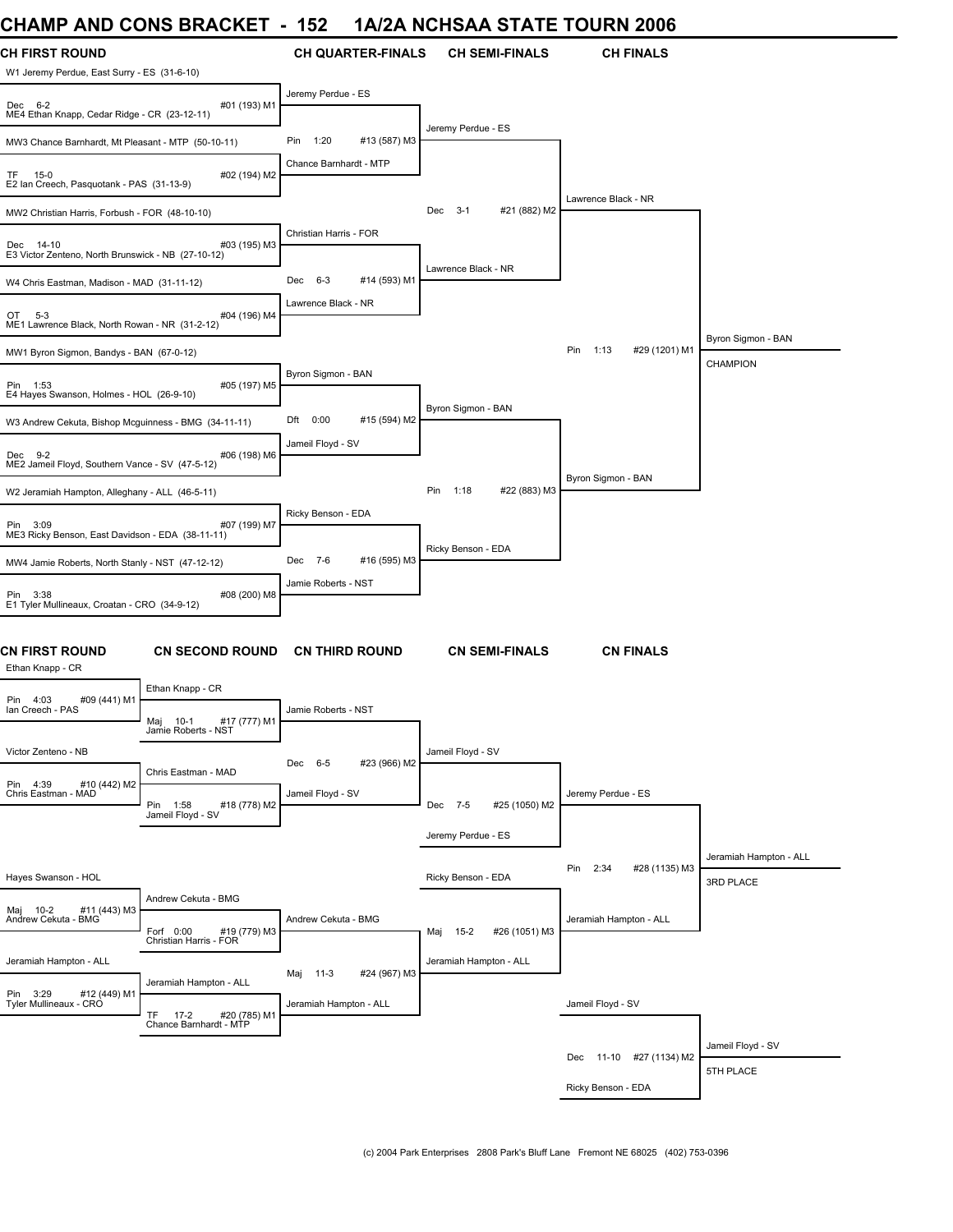# CHAMP AND CONS BRACKET - 152 1A/2A NCHSAA STATE TOURN 2006

## CH FIRST ROUND

- W1 Jeremy Perdue, East Surry - ES (31-6-10)
- Dec 6-2 #01 (193) M1
- ME4 Ethan Knapp, Cedar Ridge - CR (23-12-11)
- MW3 Chance Barnhardt, Mt Pleasant - MTP (50-10-11)
- TF 15-0 #02 (194) M2
- E2 Ian Creech, Pasquotank - PAS (31-13-9)
- MW2 Christian Harris, Forbush - FOR (48-10-10)
- Dec 14-10 #03 (195) M3
- E3 Victor Zenteno, North Brunswick - NB (27-10-12)
- W4 Chris Eastman, Madison - MAD (31-11-12)
- OT 5-3 #04 (196) M4
- ME1 Lawrence Black, North Rowan - NR (31-2-12)
- MW1 Byron Sigmon, Bandys - BAN (67-0-12)
- Pin 1:53 #05 (197) M5
- E4 Hayes Swanson, Holmes - HOL (26-9-10)
- W3 Andrew Cekuta, Bishop Mcguinness - BMG (34-11-11)
- Dec 9-2 #06 (198) M6
- ME2 Jameil Floyd, Southern Vance - SV (47-5-12)
- W2 Jeramiah Hampton, Alleghany - ALL (46-5-11)
- Pin 3:09 #07 (199) M7
- ME3 Ricky Benson, East Davidson - EDA (38-11-11)
- MW4 Jamie Roberts, North Stanly - NST (47-12-12)
- Pin 3:38 #08 (200) M8
- E1 Tyler Mullineaux, Croatan - CRO (34-9-12)

## CH QUARTER-FINALS

- Jeremy Perdue - ES
- Pin 1:20 #13 (587) M3
- Chance Barnhardt - MTP
- Christian Harris - FOR
- Dec 6-3 #14 (593) M1
- Lawrence Black - NR
- Byron Sigmon - BAN
- Dft 0:00 #15 (594) M2
- Jameil Floyd - SV
- Ricky Benson - EDA
- Dec 7-6 #16 (595) M3
- Jamie Roberts - NST

## CH SEMI-FINALS

- Jeremy Perdue - ES
- Dec 3-1 #21 (882) M2
- Lawrence Black - NR
- Byron Sigmon - BAN
- Pin 1:18 #22 (883) M3
- Ricky Benson - EDA

## CH FINALS

- Lawrence Black - NR
- Pin 1:13 #29 (1201) M1
- Byron Sigmon - BAN

**Byron Sigmon - BAN — CHAMPION**

## CN FIRST ROUND

- Ethan Knapp - CR
- Pin 4:03 #09 (441) M1
- Ian Creech - PAS
- Victor Zenteno - NB
- Pin 4:39 #10 (442) M2
- Chris Eastman - MAD
- Hayes Swanson - HOL
- Maj 10-2 #11 (443) M3
- Andrew Cekuta - BMG
- Jeramiah Hampton - ALL
- Pin 3:29 #12 (449) M1
- Tyler Mullineaux - CRO

## CN SECOND ROUND

- Ethan Knapp - CR
- Maj 10-1 #17 (777) M1
- Jamie Roberts - NST
- Chris Eastman - MAD
- Pin 1:58 #18 (778) M2
- Jameil Floyd - SV
- Andrew Cekuta - BMG
- Forf 0:00 #19 (779) M3
- Christian Harris - FOR
- Jeramiah Hampton - ALL
- TF 17-2 #20 (785) M1
- Chance Barnhardt - MTP

## CN THIRD ROUND

- Jamie Roberts - NST
- Dec 6-5 #23 (966) M2
- Jameil Floyd - SV
- Andrew Cekuta - BMG
- Maj 11-3 #24 (967) M3
- Jeramiah Hampton - ALL

## CN SEMI-FINALS

- Jameil Floyd - SV
- Dec 7-5 #25 (1050) M2
- Jeremy Perdue - ES
- Ricky Benson - EDA
- Maj 15-2 #26 (1051) M3
- Jeramiah Hampton - ALL

## CN FINALS

- Jeremy Perdue - ES
- Pin 2:34 #28 (1135) M3
- Jeramiah Hampton - ALL

**Jeramiah Hampton - ALL — 3RD PLACE**

- Jameil Floyd - SV
- Dec 11-10 #27 (1134) M2
- Ricky Benson - EDA

**Jameil Floyd - SV — 5TH PLACE**

(c) 2004 Park Enterprises 2808 Park's Bluff Lane Fremont NE 68025 (402) 753-0396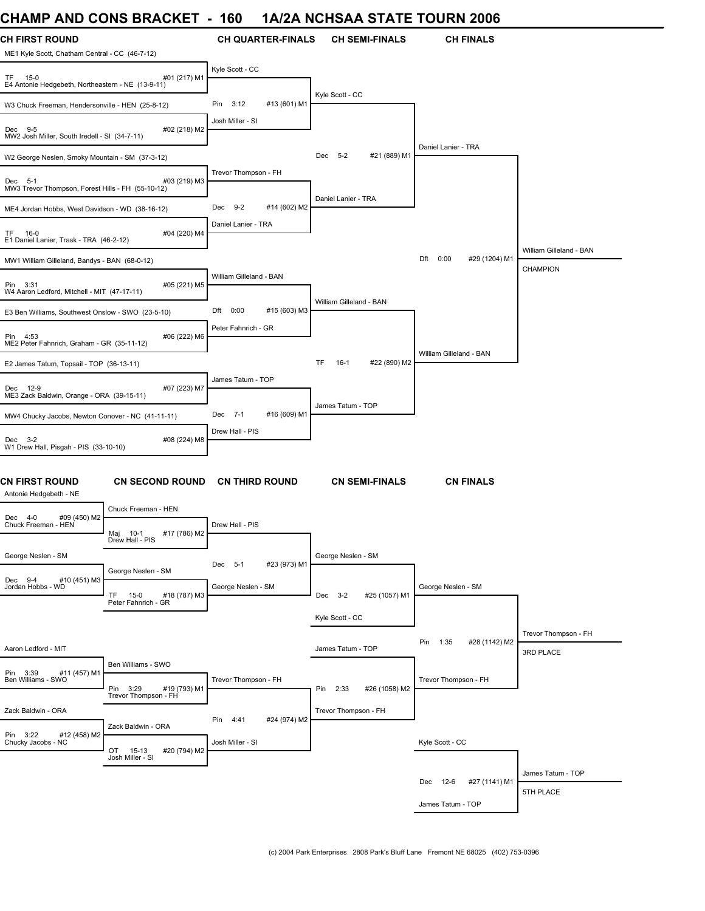# CHAMP AND CONS BRACKET - 160 1A/2A NCHSAA STATE TOURN 2006

## CH FIRST ROUND

ME1 Kyle Scott, Chatham Central - CC (46-7-12)
TF 15-0 #01 (217) M1
E4 Antonie Hedgebeth, Northeastern - NE (13-9-11)

W3 Chuck Freeman, Hendersonville - HEN (25-8-12)
Dec 9-5 #02 (218) M2
MW2 Josh Miller, South Iredell - SI (34-7-11)

W2 George Neslen, Smoky Mountain - SM (37-3-12)
Dec 5-1 #03 (219) M3
MW3 Trevor Thompson, Forest Hills - FH (55-10-12)

ME4 Jordan Hobbs, West Davidson - WD (38-16-12)
TF 16-0 #04 (220) M4
E1 Daniel Lanier, Trask - TRA (46-2-12)

MW1 William Gilleland, Bandys - BAN (68-0-12)
Pin 3:31 #05 (221) M5
W4 Aaron Ledford, Mitchell - MIT (47-17-11)

E3 Ben Williams, Southwest Onslow - SWO (23-5-10)
Pin 4:53 #06 (222) M6
ME2 Peter Fahnrich, Graham - GR (35-11-12)

E2 James Tatum, Topsail - TOP (36-13-11)
Dec 12-9 #07 (223) M7
ME3 Zack Baldwin, Orange - ORA (39-15-11)

MW4 Chucky Jacobs, Newton Conover - NC (41-11-11)
Dec 3-2 #08 (224) M8
W1 Drew Hall, Pisgah - PIS (33-10-10)

## CH QUARTER-FINALS

Kyle Scott - CC
Pin 3:12 #13 (601) M1
Josh Miller - SI

Trevor Thompson - FH
Dec 9-2 #14 (602) M2
Daniel Lanier - TRA

William Gilleland - BAN
Dft 0:00 #15 (603) M3
Peter Fahnrich - GR

James Tatum - TOP
Dec 7-1 #16 (609) M1
Drew Hall - PIS

## CH SEMI-FINALS

Kyle Scott - CC
Dec 5-2 #21 (889) M1
Daniel Lanier - TRA

William Gilleland - BAN
TF 16-1 #22 (890) M2
James Tatum - TOP

## CH FINALS

Daniel Lanier - TRA
Dft 0:00 #29 (1204) M1
William Gilleland - BAN

William Gilleland - BAN
CHAMPION

## CN FIRST ROUND

Antonie Hedgebeth - NE
Dec 4-0 #09 (450) M2
Chuck Freeman - HEN

George Neslen - SM
Dec 9-4 #10 (451) M3
Jordan Hobbs - WD

Aaron Ledford - MIT
Pin 3:39 #11 (457) M1
Ben Williams - SWO

Zack Baldwin - ORA
Pin 3:22 #12 (458) M2
Chucky Jacobs - NC

## CN SECOND ROUND

Chuck Freeman - HEN
Maj 10-1 #17 (786) M2
Drew Hall - PIS

George Neslen - SM
TF 15-0 #18 (787) M3
Peter Fahnrich - GR

Ben Williams - SWO
Pin 3:29 #19 (793) M1
Trevor Thompson - FH

Zack Baldwin - ORA
OT 15-13 #20 (794) M2
Josh Miller - SI

## CN THIRD ROUND

Drew Hall - PIS
Dec 5-1 #23 (973) M1
George Neslen - SM

Trevor Thompson - FH
Pin 4:41 #24 (974) M2
Josh Miller - SI

## CN SEMI-FINALS

George Neslen - SM
Dec 3-2 #25 (1057) M1
Kyle Scott - CC

James Tatum - TOP
Pin 2:33 #26 (1058) M2
Trevor Thompson - FH

## CN FINALS

George Neslen - SM
Pin 1:35 #28 (1142) M2
Trevor Thompson - FH

Trevor Thompson - FH
3RD PLACE

Kyle Scott - CC
Dec 12-6 #27 (1141) M1
James Tatum - TOP

James Tatum - TOP
5TH PLACE

(c) 2004 Park Enterprises 2808 Park's Bluff Lane Fremont NE 68025 (402) 753-0396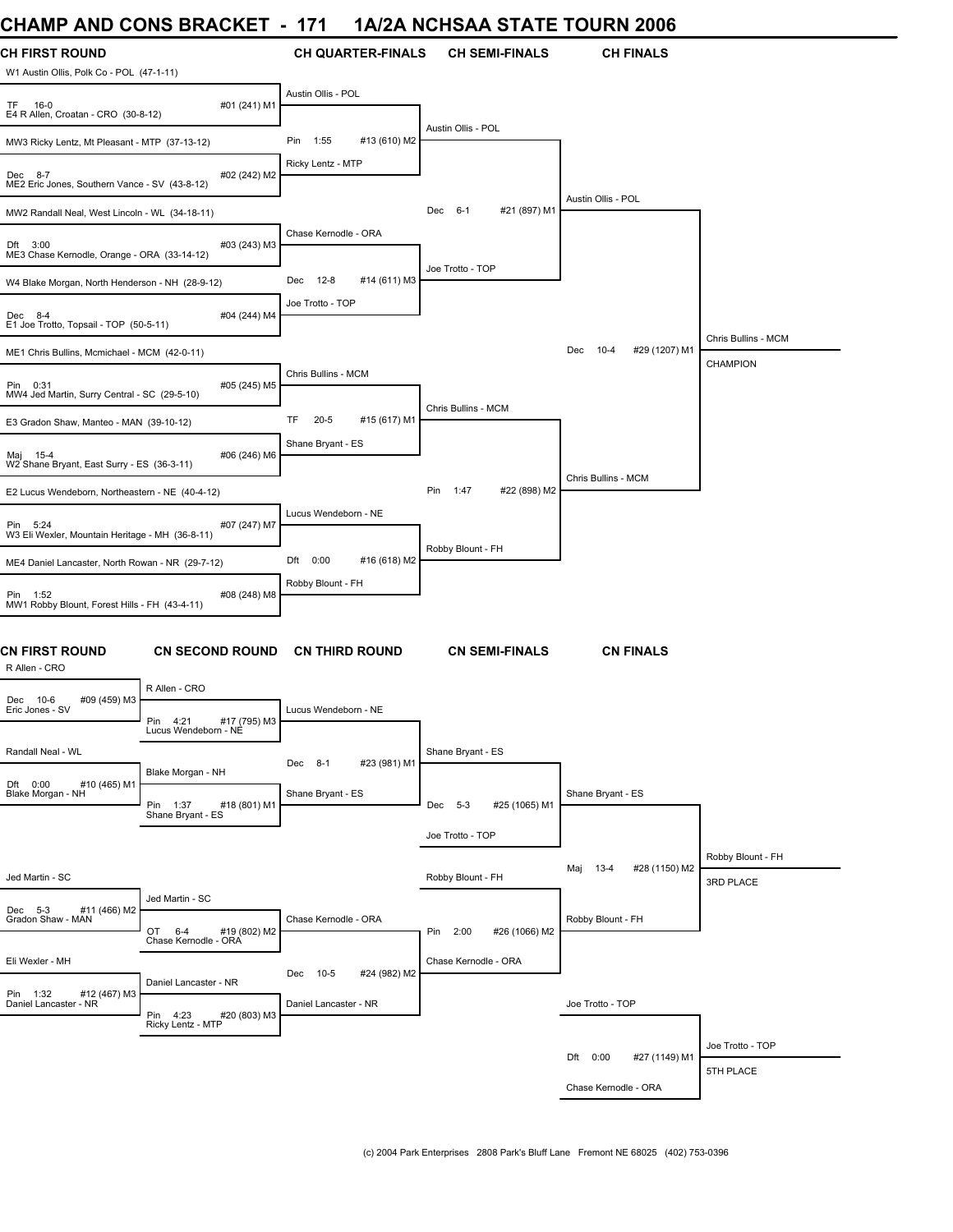# CHAMP AND CONS BRACKET - 171 1A/2A NCHSAA STATE TOURN 2006

## CH FIRST ROUND

| CH First Round | CH Quarter-Finals | CH Semi-Finals | CH Finals | Champion |
|---|---|---|---|---|
| W1 Austin Ollis, Polk Co - POL (47-1-11) vs E4 R Allen, Croatan - CRO (30-8-12) — TF 16-0 #01 (241) M1 | Austin Ollis - POL | | | |
| MW3 Ricky Lentz, Mt Pleasant - MTP (37-13-12) vs ME2 Eric Jones, Southern Vance - SV (43-8-12) — Dec 8-7 #02 (242) M2 | Ricky Lentz - MTP | | | |
| | Pin 1:55 #13 (610) M2 | Austin Ollis - POL | | |
| MW2 Randall Neal, West Lincoln - WL (34-18-11) vs ME3 Chase Kernodle, Orange - ORA (33-14-12) — Dft 3:00 #03 (243) M3 | Chase Kernodle - ORA | | | |
| W4 Blake Morgan, North Henderson - NH (28-9-12) vs E1 Joe Trotto, Topsail - TOP (50-5-11) — Dec 8-4 #04 (244) M4 | Joe Trotto - TOP | | | |
| | Dec 12-8 #14 (611) M3 | Joe Trotto - TOP | | |
| | | Dec 6-1 #21 (897) M1 | Austin Ollis - POL | |
| ME1 Chris Bullins, Mcmichael - MCM (42-0-11) vs MW4 Jed Martin, Surry Central - SC (29-5-10) — Pin 0:31 #05 (245) M5 | Chris Bullins - MCM | | | |
| E3 Gradon Shaw, Manteo - MAN (39-10-12) vs W2 Shane Bryant, East Surry - ES (36-3-11) — Maj 15-4 #06 (246) M6 | Shane Bryant - ES | | | |
| | TF 20-5 #15 (617) M1 | Chris Bullins - MCM | | |
| E2 Lucus Wendeborn, Northeastern - NE (40-4-12) vs W3 Eli Wexler, Mountain Heritage - MH (36-8-11) — Pin 5:24 #07 (247) M7 | Lucus Wendeborn - NE | | | |
| ME4 Daniel Lancaster, North Rowan - NR (29-7-12) vs MW1 Robby Blount, Forest Hills - FH (43-4-11) — Pin 1:52 #08 (248) M8 | Robby Blount - FH | | | |
| | Dft 0:00 #16 (618) M2 | Robby Blount - FH | | |
| | | Pin 1:47 #22 (898) M2 | Chris Bullins - MCM | |
| | | | Dec 10-4 #29 (1207) M1 | Chris Bullins - MCM CHAMPION |

## CN FIRST ROUND

| CN First Round | CN Second Round | CN Third Round | CN Semi-Finals | CN Finals | Place |
|---|---|---|---|---|---|
| R Allen - CRO vs Eric Jones - SV — Dec 10-6 #09 (459) M3 | R Allen - CRO vs Lucus Wendeborn - NE — Pin 4:21 #17 (795) M3 | Lucus Wendeborn - NE | | | |
| Randall Neal - WL vs Blake Morgan - NH — Dft 0:00 #10 (465) M1 | Blake Morgan - NH vs Shane Bryant - ES — Pin 1:37 #18 (801) M1 | Shane Bryant - ES | | | |
| | | Dec 8-1 #23 (981) M1 | Shane Bryant - ES vs Joe Trotto - TOP — Dec 5-3 #25 (1065) M1 | Shane Bryant - ES | |
| Jed Martin - SC vs Gradon Shaw - MAN — Dec 5-3 #11 (466) M2 | Jed Martin - SC vs Chase Kernodle - ORA — OT 6-4 #19 (802) M2 | Chase Kernodle - ORA | | | |
| Eli Wexler - MH vs Daniel Lancaster - NR — Pin 1:32 #12 (467) M3 | Daniel Lancaster - NR vs Ricky Lentz - MTP — Pin 4:23 #20 (803) M3 | Daniel Lancaster - NR | | | |
| | | Dec 10-5 #24 (982) M2 | Robby Blount - FH vs Chase Kernodle - ORA — Pin 2:00 #26 (1066) M2 | Robby Blount - FH | |
| | | | | Maj 13-4 #28 (1150) M2 | Robby Blount - FH 3RD PLACE |
| | | | | Joe Trotto - TOP vs Chase Kernodle - ORA — Dft 0:00 #27 (1149) M1 | Joe Trotto - TOP 5TH PLACE |

(c) 2004 Park Enterprises 2808 Park's Bluff Lane Fremont NE 68025 (402) 753-0396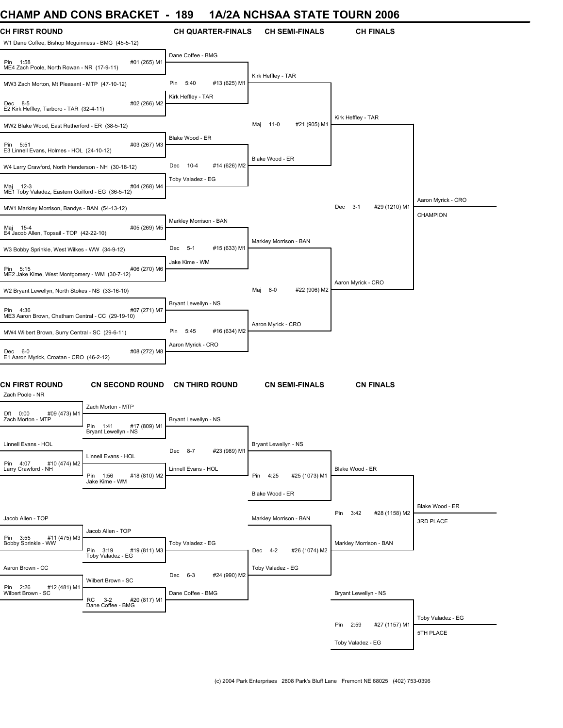# CHAMP AND CONS BRACKET - 189 1A/2A NCHSAA STATE TOURN 2006

## CH FIRST ROUND

| CH FIRST ROUND | CH QUARTER-FINALS | CH SEMI-FINALS | CH FINALS | |
|---|---|---|---|---|
| W1 Dane Coffee, Bishop Mcguinness - BMG (45-5-12) | Dane Coffee - BMG | | | |
| Pin 1:58 #01 (265) M1 | | | | |
| ME4 Zach Poole, North Rowan - NR (17-9-11) | | Kirk Heffley - TAR | | |
| MW3 Zach Morton, Mt Pleasant - MTP (47-10-12) | Pin 5:40 #13 (625) M1 | | | |
| Dec 8-5 #02 (266) M2 | Kirk Heffley - TAR | | | |
| E2 Kirk Heffley, Tarboro - TAR (32-4-11) | | | Kirk Heffley - TAR | |
| MW2 Blake Wood, East Rutherford - ER (38-5-12) | | Maj 11-0 #21 (905) M1 | | |
| Pin 5:51 #03 (267) M3 | Blake Wood - ER | | | |
| E3 Linnell Evans, Holmes - HOL (24-10-12) | | Blake Wood - ER | | |
| W4 Larry Crawford, North Henderson - NH (30-18-12) | Dec 10-4 #14 (626) M2 | | | |
| Maj 12-3 #04 (268) M4 | Toby Valadez - EG | | | |
| ME1 Toby Valadez, Eastern Guilford - EG (36-5-12) | | | | Aaron Myrick - CRO |
| MW1 Markley Morrison, Bandys - BAN (54-13-12) | | | Dec 3-1 #29 (1210) M1 | CHAMPION |
| Maj 15-4 #05 (269) M5 | Markley Morrison - BAN | | | |
| E4 Jacob Allen, Topsail - TOP (42-22-10) | | Markley Morrison - BAN | | |
| W3 Bobby Sprinkle, West Wilkes - WW (34-9-12) | Dec 5-1 #15 (633) M1 | | | |
| Pin 5:15 #06 (270) M6 | Jake Kime - WM | | | |
| ME2 Jake Kime, West Montgomery - WM (30-7-12) | | | Aaron Myrick - CRO | |
| W2 Bryant Lewellyn, North Stokes - NS (33-16-10) | | Maj 8-0 #22 (906) M2 | | |
| Pin 4:36 #07 (271) M7 | Bryant Lewellyn - NS | | | |
| ME3 Aaron Brown, Chatham Central - CC (29-19-10) | | Aaron Myrick - CRO | | |
| MW4 Wilbert Brown, Surry Central - SC (29-6-11) | Pin 5:45 #16 (634) M2 | | | |
| Dec 6-0 #08 (272) M8 | Aaron Myrick - CRO | | | |
| E1 Aaron Myrick, Croatan - CRO (46-2-12) | | | | |

## CN FIRST ROUND

| CN FIRST ROUND | CN SECOND ROUND | CN THIRD ROUND | CN SEMI-FINALS | CN FINALS | |
|---|---|---|---|---|---|
| Zach Poole - NR | Zach Morton - MTP | | | | |
| Dft 0:00 #09 (473) M1 | | Bryant Lewellyn - NS | | | |
| Zach Morton - MTP | Pin 1:41 #17 (809) M1 | | | | |
| | Bryant Lewellyn - NS | | | | |
| Linnell Evans - HOL | | Dec 8-7 #23 (989) M1 | Bryant Lewellyn - NS | | |
| Pin 4:07 #10 (474) M2 | Linnell Evans - HOL | | | | |
| Larry Crawford - NH | Pin 1:56 #18 (810) M2 | Linnell Evans - HOL | Pin 4:25 #25 (1073) M1 | Blake Wood - ER | |
| | Jake Kime - WM | | | | |
| | | | Blake Wood - ER | | Blake Wood - ER |
| Jacob Allen - TOP | | | Markley Morrison - BAN | Pin 3:42 #28 (1158) M2 | 3RD PLACE |
| Pin 3:55 #11 (475) M3 | Jacob Allen - TOP | | | | |
| Bobby Sprinkle - WW | Pin 3:19 #19 (811) M3 | Toby Valadez - EG | Dec 4-2 #26 (1074) M2 | Markley Morrison - BAN | |
| | Toby Valadez - EG | | | | |
| Aaron Brown - CC | | Dec 6-3 #24 (990) M2 | Toby Valadez - EG | | |
| Pin 2:26 #12 (481) M1 | Wilbert Brown - SC | | | | |
| Wilbert Brown - SC | RC 3-2 #20 (817) M1 | Dane Coffee - BMG | | Bryant Lewellyn - NS | |
| | Dane Coffee - BMG | | | | Toby Valadez - EG |
| | | | | Pin 2:59 #27 (1157) M1 | 5TH PLACE |
| | | | | Toby Valadez - EG | |

(c) 2004 Park Enterprises 2808 Park's Bluff Lane Fremont NE 68025 (402) 753-0396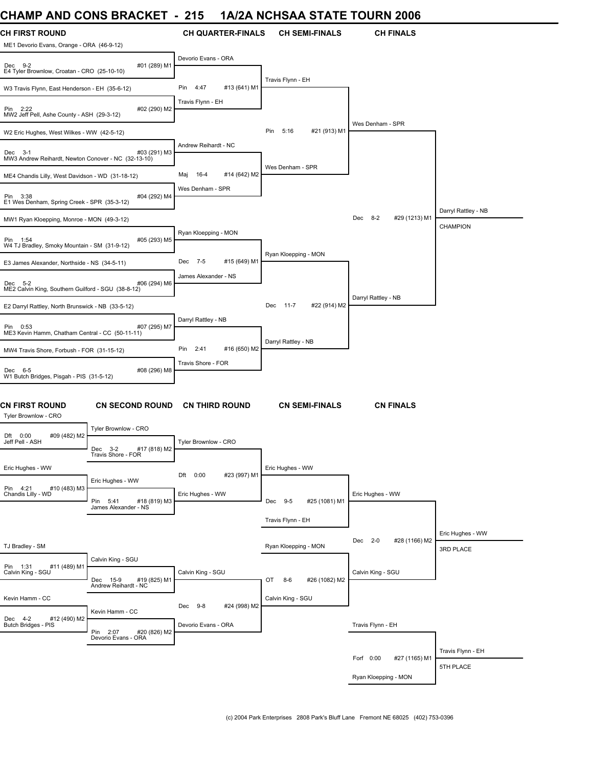# CHAMP AND CONS BRACKET - 215 1A/2A NCHSAA STATE TOURN 2006

## CH FIRST ROUND

- ME1 Devorio Evans, Orange - ORA (46-9-12)
- Dec 9-2 #01 (289) M1
- E4 Tyler Brownlow, Croatan - CRO (25-10-10)
- W3 Travis Flynn, East Henderson - EH (35-6-12)
- Pin 2:22 #02 (290) M2
- MW2 Jeff Pell, Ashe County - ASH (29-3-12)
- W2 Eric Hughes, West Wilkes - WW (42-5-12)
- Dec 3-1 #03 (291) M3
- MW3 Andrew Reihardt, Newton Conover - NC (32-13-10)
- ME4 Chandis Lilly, West Davidson - WD (31-18-12)
- Pin 3:38 #04 (292) M4
- E1 Wes Denham, Spring Creek - SPR (35-3-12)
- MW1 Ryan Kloepping, Monroe - MON (49-3-12)
- Pin 1:54 #05 (293) M5
- W4 TJ Bradley, Smoky Mountain - SM (31-9-12)
- E3 James Alexander, Northside - NS (34-5-11)
- Dec 5-2 #06 (294) M6
- ME2 Calvin King, Southern Guilford - SGU (38-8-12)
- E2 Darryl Rattley, North Brunswick - NB (33-5-12)
- Pin 0:53 #07 (295) M7
- ME3 Kevin Hamm, Chatham Central - CC (50-11-11)
- MW4 Travis Shore, Forbush - FOR (31-15-12)
- Dec 6-5 #08 (296) M8
- W1 Butch Bridges, Pisgah - PIS (31-5-12)

## CH QUARTER-FINALS

- Devorio Evans - ORA
- Pin 4:47 #13 (641) M1
- Travis Flynn - EH
- Andrew Reihardt - NC
- Maj 16-4 #14 (642) M2
- Wes Denham - SPR
- Ryan Kloepping - MON
- Dec 7-5 #15 (649) M1
- James Alexander - NS
- Darryl Rattley - NB
- Pin 2:41 #16 (650) M2
- Travis Shore - FOR

## CH SEMI-FINALS

- Travis Flynn - EH
- Pin 5:16 #21 (913) M1
- Wes Denham - SPR
- Ryan Kloepping - MON
- Dec 11-7 #22 (914) M2
- Darryl Rattley - NB

## CH FINALS

- Wes Denham - SPR
- Dec 8-2 #29 (1213) M1
- Darryl Rattley - NB

**Darryl Rattley - NB — CHAMPION**

## CN FIRST ROUND

- Tyler Brownlow - CRO
- Dft 0:00 #09 (482) M2
- Jeff Pell - ASH
- Eric Hughes - WW
- Pin 4:21 #10 (483) M3
- Chandis Lilly - WD
- TJ Bradley - SM
- Pin 1:31 #11 (489) M1
- Calvin King - SGU
- Kevin Hamm - CC
- Dec 4-2 #12 (490) M2
- Butch Bridges - PIS

## CN SECOND ROUND

- Tyler Brownlow - CRO
- Dec 3-2 #17 (818) M2
- Travis Shore - FOR
- Eric Hughes - WW
- Pin 5:41 #18 (819) M3
- James Alexander - NS
- Calvin King - SGU
- Dec 15-9 #19 (825) M1
- Andrew Reihardt - NC
- Kevin Hamm - CC
- Pin 2:07 #20 (826) M2
- Devorio Evans - ORA

## CN THIRD ROUND

- Tyler Brownlow - CRO
- Dft 0:00 #23 (997) M1
- Eric Hughes - WW
- Calvin King - SGU
- Dec 9-8 #24 (998) M2
- Devorio Evans - ORA

## CN SEMI-FINALS

- Eric Hughes - WW
- Dec 9-5 #25 (1081) M1
- Travis Flynn - EH
- Ryan Kloepping - MON
- OT 8-6 #26 (1082) M2
- Calvin King - SGU

## CN FINALS

- Eric Hughes - WW
- Dec 2-0 #28 (1166) M2
- Calvin King - SGU

**Eric Hughes - WW — 3RD PLACE**

- Travis Flynn - EH
- Forf 0:00 #27 (1165) M1
- Ryan Kloepping - MON

**Travis Flynn - EH — 5TH PLACE**

(c) 2004 Park Enterprises 2808 Park's Bluff Lane Fremont NE 68025 (402) 753-0396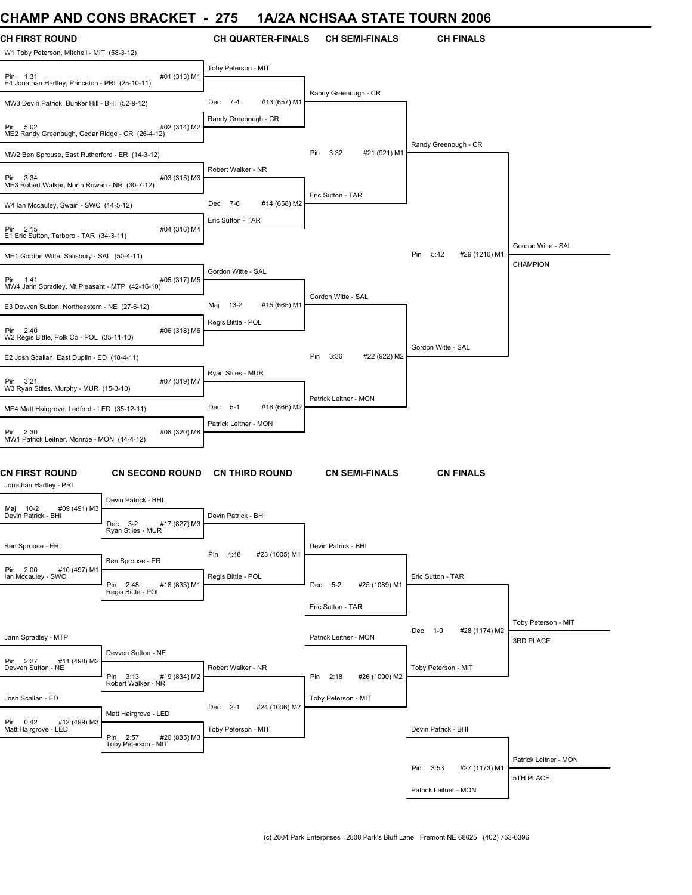# CHAMP AND CONS BRACKET - 275 1A/2A NCHSAA STATE TOURN 2006

## CH FIRST ROUND

W1 Toby Peterson, Mitchell - MIT (58-3-12)
Pin 1:31 #01 (313) M1
E4 Jonathan Hartley, Princeton - PRI (25-10-11)

MW3 Devin Patrick, Bunker Hill - BHI (52-9-12)
Pin 5:02 #02 (314) M2
ME2 Randy Greenough, Cedar Ridge - CR (26-4-12)

MW2 Ben Sprouse, East Rutherford - ER (14-3-12)
Pin 3:34 #03 (315) M3
ME3 Robert Walker, North Rowan - NR (30-7-12)

W4 Ian Mccauley, Swain - SWC (14-5-12)
Pin 2:15 #04 (316) M4
E1 Eric Sutton, Tarboro - TAR (34-3-11)

ME1 Gordon Witte, Salisbury - SAL (50-4-11)
Pin 1:41 #05 (317) M5
MW4 Jarin Spradley, Mt Pleasant - MTP (42-16-10)

E3 Devven Sutton, Northeastern - NE (27-6-12)
Pin 2:40 #06 (318) M6
W2 Regis Bittle, Polk Co - POL (35-11-10)

E2 Josh Scallan, East Duplin - ED (18-4-11)
Pin 3:21 #07 (319) M7
W3 Ryan Stiles, Murphy - MUR (15-3-10)

ME4 Matt Hairgrove, Ledford - LED (35-12-11)
Pin 3:30 #08 (320) M8
MW1 Patrick Leitner, Monroe - MON (44-4-12)

## CH QUARTER-FINALS

Toby Peterson - MIT
Dec 7-4 #13 (657) M1
Randy Greenough - CR

Robert Walker - NR
Dec 7-6 #14 (658) M2
Eric Sutton - TAR

Gordon Witte - SAL
Maj 13-2 #15 (665) M1
Regis Bittle - POL

Ryan Stiles - MUR
Dec 5-1 #16 (666) M2
Patrick Leitner - MON

## CH SEMI-FINALS

Randy Greenough - CR
Pin 3:32 #21 (921) M1
Eric Sutton - TAR

Gordon Witte - SAL
Pin 3:36 #22 (922) M2
Patrick Leitner - MON

## CH FINALS

Randy Greenough - CR
Pin 5:42 #29 (1216) M1
Gordon Witte - SAL

Gordon Witte - SAL
CHAMPION

## CN FIRST ROUND

Jonathan Hartley - PRI
Maj 10-2 #09 (491) M3
Devin Patrick - BHI

Ben Sprouse - ER
Pin 2:00 #10 (497) M1
Ian Mccauley - SWC

Jarin Spradley - MTP
Pin 2:27 #11 (498) M2
Devven Sutton - NE

Josh Scallan - ED
Pin 0:42 #12 (499) M3
Matt Hairgrove - LED

## CN SECOND ROUND

Devin Patrick - BHI
Dec 3-2 #17 (827) M3
Ryan Stiles - MUR

Ben Sprouse - ER
Pin 2:48 #18 (833) M1
Regis Bittle - POL

Devven Sutton - NE
Pin 3:13 #19 (834) M2
Robert Walker - NR

Matt Hairgrove - LED
Pin 2:57 #20 (835) M3
Toby Peterson - MIT

## CN THIRD ROUND

Devin Patrick - BHI
Pin 4:48 #23 (1005) M1
Regis Bittle - POL

Robert Walker - NR
Dec 2-1 #24 (1006) M2
Toby Peterson - MIT

## CN SEMI-FINALS

Devin Patrick - BHI
Dec 5-2 #25 (1089) M1
Eric Sutton - TAR

Patrick Leitner - MON
Pin 2:18 #26 (1090) M2
Toby Peterson - MIT

## CN FINALS

Eric Sutton - TAR
Dec 1-0 #28 (1174) M2
Toby Peterson - MIT

Toby Peterson - MIT
3RD PLACE

Devin Patrick - BHI
Pin 3:53 #27 (1173) M1
Patrick Leitner - MON

Patrick Leitner - MON
5TH PLACE

(c) 2004 Park Enterprises 2808 Park's Bluff Lane Fremont NE 68025 (402) 753-0396